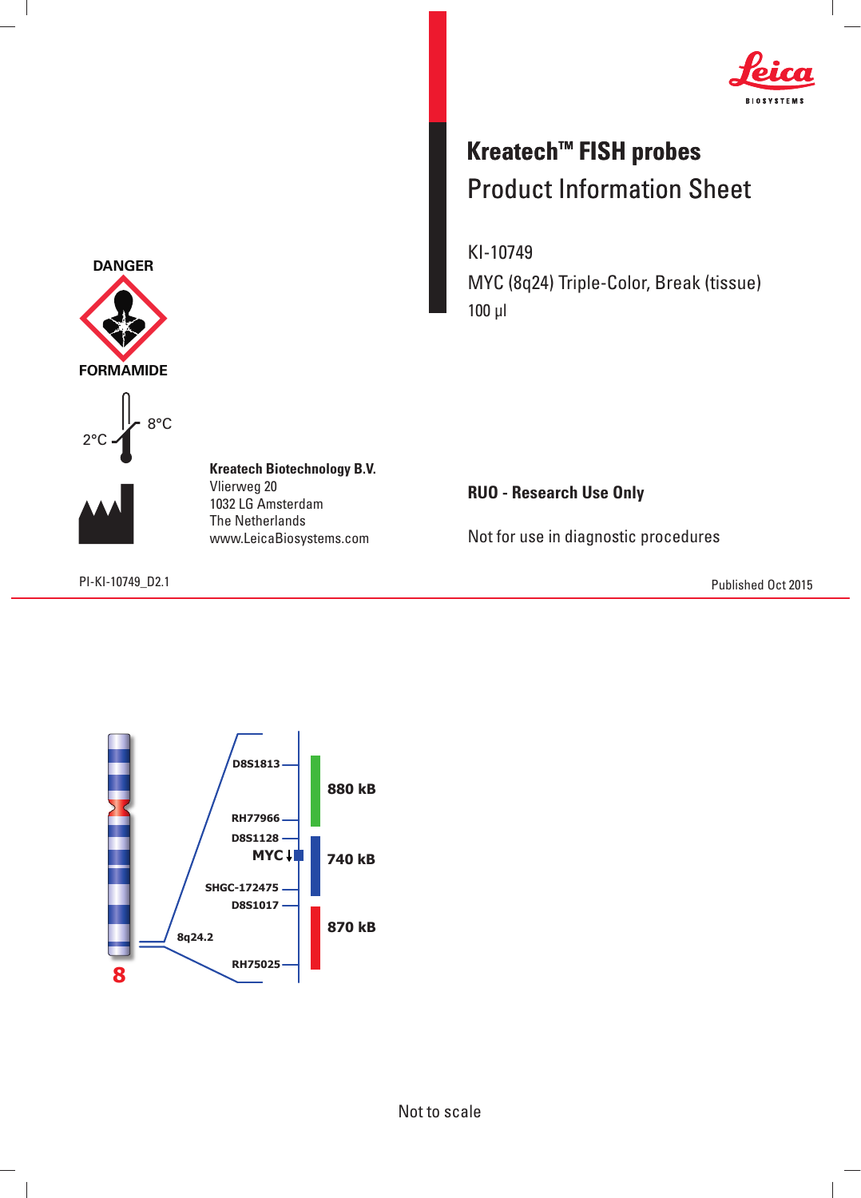Leica BIOSYSTEMS

# Kreatech™ FISH probes

## Product Information Sheet

KI-10749

MYC (8q24) Triple-Color, Break (tissue)

100 µl

DANGER

FORMAMIDE

2°C 8°C

**Kreatech Biotechnology B.V.**
Vlierweg 20
1032 LG Amsterdam
The Netherlands
www.LeicaBiosystems.com

**RUO - Research Use Only**

Not for use in diagnostic procedures

PI-KI-10749_D2.1

Published Oct 2015

8

8q24.2

D8S1813

RH77966

D8S1128

MYC

SHGC-172475

D8S1017

RH75025

880 kB

740 kB

870 kB

Not to scale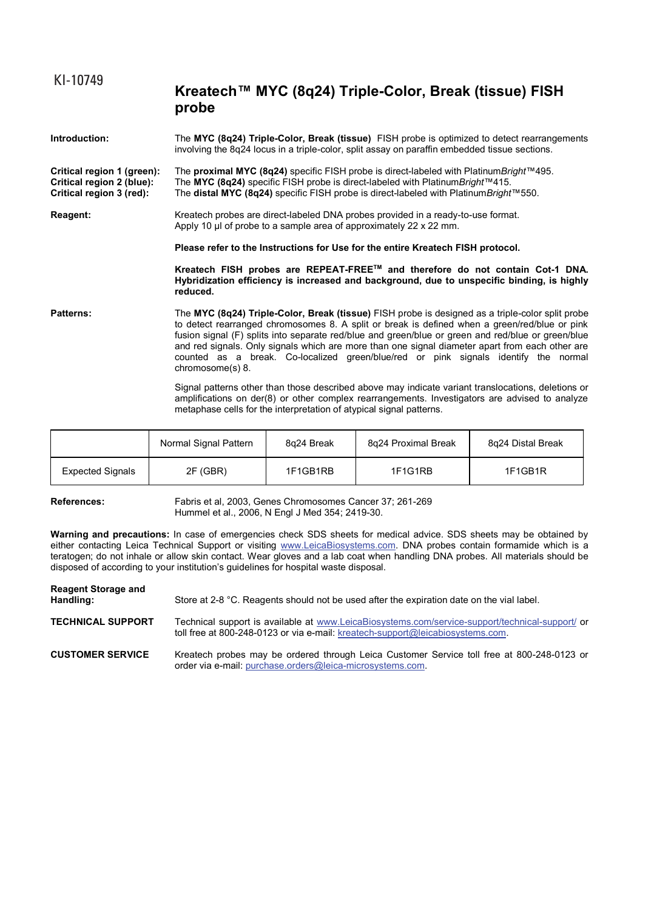KI-10749

# Kreatech™ MYC (8q24) Triple-Color, Break (tissue) FISH probe

**Introduction:** The **MYC (8q24) Triple-Color, Break (tissue)** FISH probe is optimized to detect rearrangements involving the 8q24 locus in a triple-color, split assay on paraffin embedded tissue sections.

**Critical region 1 (green):** The **proximal MYC (8q24)** specific FISH probe is direct-labeled with Platinum*Bright*™495.
**Critical region 2 (blue):** The **MYC (8q24)** specific FISH probe is direct-labeled with Platinum*Bright*™415.
**Critical region 3 (red):** The **distal MYC (8q24)** specific FISH probe is direct-labeled with Platinum*Bright*™550.

**Reagent:** Kreatech probes are direct-labeled DNA probes provided in a ready-to-use format.
Apply 10 µl of probe to a sample area of approximately 22 x 22 mm.

**Please refer to the Instructions for Use for the entire Kreatech FISH protocol.**

**Kreatech FISH probes are REPEAT-FREE™ and therefore do not contain Cot-1 DNA. Hybridization efficiency is increased and background, due to unspecific binding, is highly reduced.**

**Patterns:** The **MYC (8q24) Triple-Color, Break (tissue)** FISH probe is designed as a triple-color split probe to detect rearranged chromosomes 8. A split or break is defined when a green/red/blue or pink fusion signal (F) splits into separate red/blue and green/blue or green and red/blue or green/blue and red signals. Only signals which are more than one signal diameter apart from each other are counted as a break. Co-localized green/blue/red or pink signals identify the normal chromosome(s) 8.

Signal patterns other than those described above may indicate variant translocations, deletions or amplifications on der(8) or other complex rearrangements. Investigators are advised to analyze metaphase cells for the interpretation of atypical signal patterns.

| | Normal Signal Pattern | 8q24 Break | 8q24 Proximal Break | 8q24 Distal Break |
|---|---|---|---|---|
| Expected Signals | 2F (GBR) | 1F1GB1RB | 1F1G1RB | 1F1GB1R |

**References:** Fabris et al, 2003, Genes Chromosomes Cancer 37; 261-269
Hummel et al., 2006, N Engl J Med 354; 2419-30.

**Warning and precautions:** In case of emergencies check SDS sheets for medical advice. SDS sheets may be obtained by either contacting Leica Technical Support or visiting www.LeicaBiosystems.com. DNA probes contain formamide which is a teratogen; do not inhale or allow skin contact. Wear gloves and a lab coat when handling DNA probes. All materials should be disposed of according to your institution's guidelines for hospital waste disposal.

**Reagent Storage and Handling:** Store at 2-8 °C. Reagents should not be used after the expiration date on the vial label.

**TECHNICAL SUPPORT** Technical support is available at www.LeicaBiosystems.com/service-support/technical-support/ or toll free at 800-248-0123 or via e-mail: kreatech-support@leicabiosystems.com.

**CUSTOMER SERVICE** Kreatech probes may be ordered through Leica Customer Service toll free at 800-248-0123 or order via e-mail: purchase.orders@leica-microsystems.com.